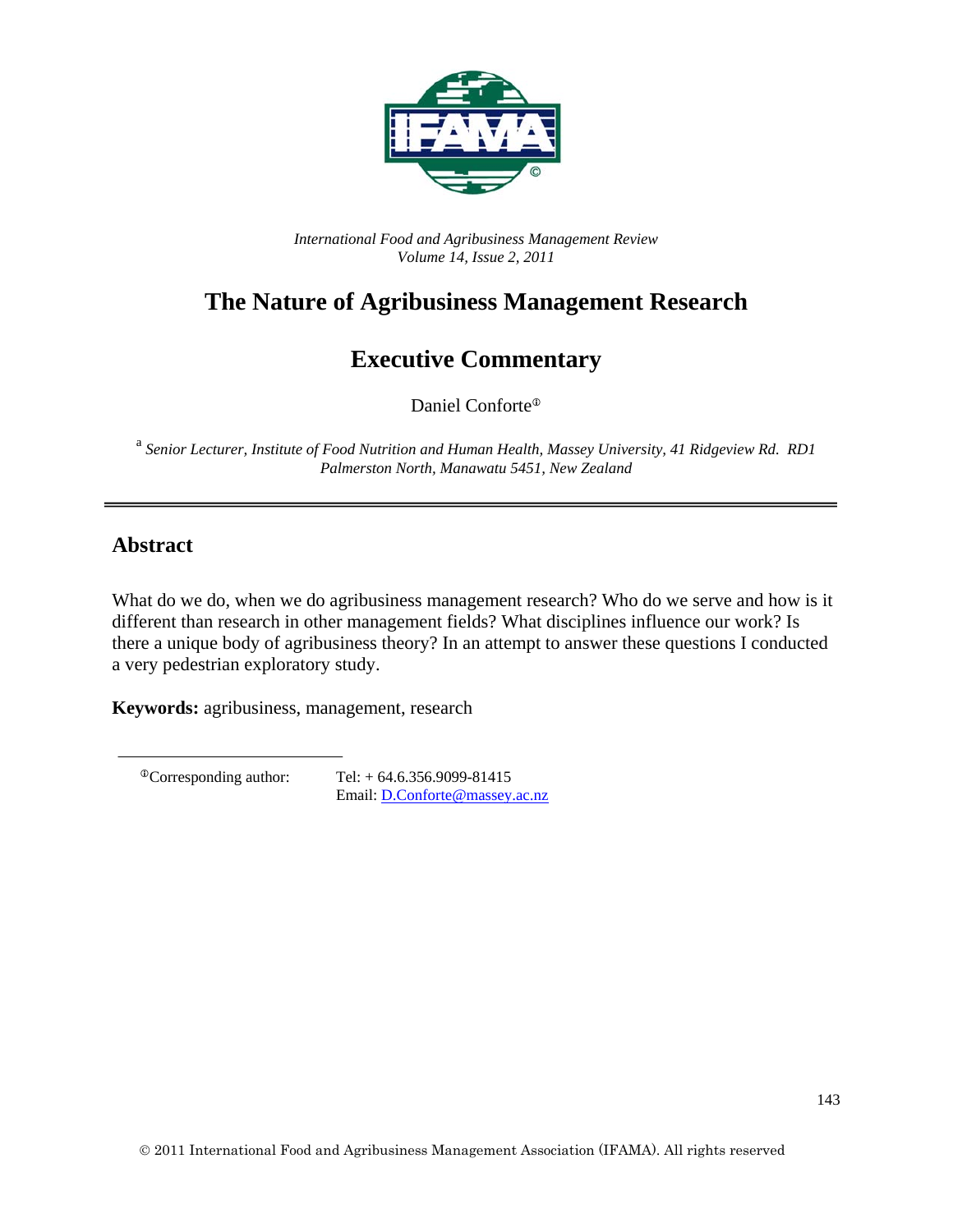*International Food and Agribusiness Management Review*
*Volume 14, Issue 2, 2011*

# The Nature of Agribusiness Management Research

## Executive Commentary

Daniel Conforte[a]

[a] *Senior Lecturer, Institute of Food Nutrition and Human Health, Massey University, 41 Ridgeview Rd. RD1 Palmerston North, Manawatu 5451, New Zealand*

---

## Abstract

What do we do, when we do agribusiness management research? Who do we serve and how is it different than research in other management fields? What disciplines influence our work? Is there a unique body of agribusiness theory? In an attempt to answer these questions I conducted a very pedestrian exploratory study.

**Keywords:** agribusiness, management, research

---

[a]Corresponding author: Tel: + 64.6.356.9099-81415
Email: D.Conforte@massey.ac.nz

© 2011 International Food and Agribusiness Management Association (IFAMA). All rights reserved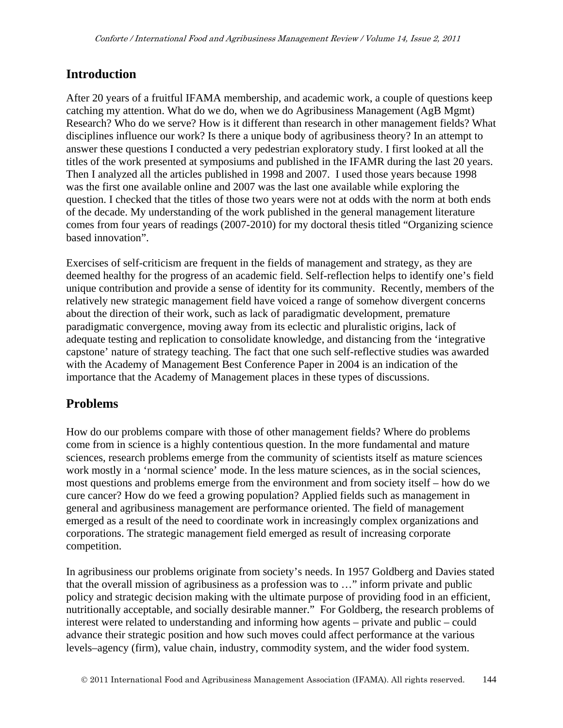## Introduction

After 20 years of a fruitful IFAMA membership, and academic work, a couple of questions keep catching my attention. What do we do, when we do Agribusiness Management (AgB Mgmt) Research? Who do we serve? How is it different than research in other management fields? What disciplines influence our work? Is there a unique body of agribusiness theory? In an attempt to answer these questions I conducted a very pedestrian exploratory study. I first looked at all the titles of the work presented at symposiums and published in the IFAMR during the last 20 years. Then I analyzed all the articles published in 1998 and 2007. I used those years because 1998 was the first one available online and 2007 was the last one available while exploring the question. I checked that the titles of those two years were not at odds with the norm at both ends of the decade. My understanding of the work published in the general management literature comes from four years of readings (2007-2010) for my doctoral thesis titled "Organizing science based innovation".

Exercises of self-criticism are frequent in the fields of management and strategy, as they are deemed healthy for the progress of an academic field. Self-reflection helps to identify one's field unique contribution and provide a sense of identity for its community. Recently, members of the relatively new strategic management field have voiced a range of somehow divergent concerns about the direction of their work, such as lack of paradigmatic development, premature paradigmatic convergence, moving away from its eclectic and pluralistic origins, lack of adequate testing and replication to consolidate knowledge, and distancing from the 'integrative capstone' nature of strategy teaching. The fact that one such self-reflective studies was awarded with the Academy of Management Best Conference Paper in 2004 is an indication of the importance that the Academy of Management places in these types of discussions.

## Problems

How do our problems compare with those of other management fields? Where do problems come from in science is a highly contentious question. In the more fundamental and mature sciences, research problems emerge from the community of scientists itself as mature sciences work mostly in a 'normal science' mode. In the less mature sciences, as in the social sciences, most questions and problems emerge from the environment and from society itself – how do we cure cancer? How do we feed a growing population? Applied fields such as management in general and agribusiness management are performance oriented. The field of management emerged as a result of the need to coordinate work in increasingly complex organizations and corporations. The strategic management field emerged as result of increasing corporate competition.

In agribusiness our problems originate from society's needs. In 1957 Goldberg and Davies stated that the overall mission of agribusiness as a profession was to …" inform private and public policy and strategic decision making with the ultimate purpose of providing food in an efficient, nutritionally acceptable, and socially desirable manner." For Goldberg, the research problems of interest were related to understanding and informing how agents – private and public – could advance their strategic position and how such moves could affect performance at the various levels–agency (firm), value chain, industry, commodity system, and the wider food system.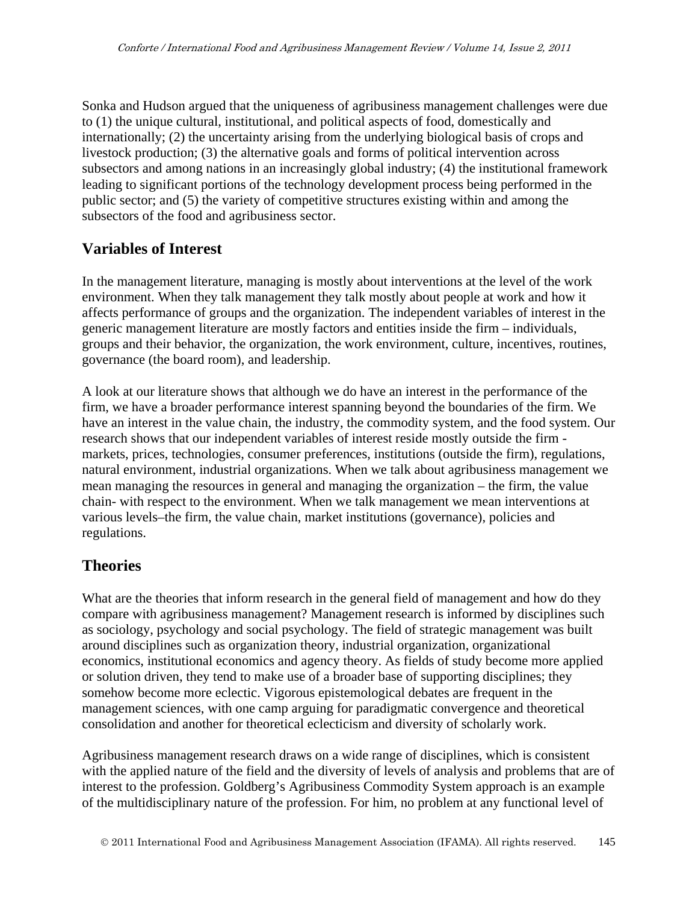Sonka and Hudson argued that the uniqueness of agribusiness management challenges were due to (1) the unique cultural, institutional, and political aspects of food, domestically and internationally; (2) the uncertainty arising from the underlying biological basis of crops and livestock production; (3) the alternative goals and forms of political intervention across subsectors and among nations in an increasingly global industry; (4) the institutional framework leading to significant portions of the technology development process being performed in the public sector; and (5) the variety of competitive structures existing within and among the subsectors of the food and agribusiness sector.

## Variables of Interest

In the management literature, managing is mostly about interventions at the level of the work environment. When they talk management they talk mostly about people at work and how it affects performance of groups and the organization. The independent variables of interest in the generic management literature are mostly factors and entities inside the firm – individuals, groups and their behavior, the organization, the work environment, culture, incentives, routines, governance (the board room), and leadership.

A look at our literature shows that although we do have an interest in the performance of the firm, we have a broader performance interest spanning beyond the boundaries of the firm. We have an interest in the value chain, the industry, the commodity system, and the food system. Our research shows that our independent variables of interest reside mostly outside the firm - markets, prices, technologies, consumer preferences, institutions (outside the firm), regulations, natural environment, industrial organizations. When we talk about agribusiness management we mean managing the resources in general and managing the organization – the firm, the value chain- with respect to the environment. When we talk management we mean interventions at various levels–the firm, the value chain, market institutions (governance), policies and regulations.

## Theories

What are the theories that inform research in the general field of management and how do they compare with agribusiness management? Management research is informed by disciplines such as sociology, psychology and social psychology. The field of strategic management was built around disciplines such as organization theory, industrial organization, organizational economics, institutional economics and agency theory. As fields of study become more applied or solution driven, they tend to make use of a broader base of supporting disciplines; they somehow become more eclectic. Vigorous epistemological debates are frequent in the management sciences, with one camp arguing for paradigmatic convergence and theoretical consolidation and another for theoretical eclecticism and diversity of scholarly work.

Agribusiness management research draws on a wide range of disciplines, which is consistent with the applied nature of the field and the diversity of levels of analysis and problems that are of interest to the profession. Goldberg's Agribusiness Commodity System approach is an example of the multidisciplinary nature of the profession. For him, no problem at any functional level of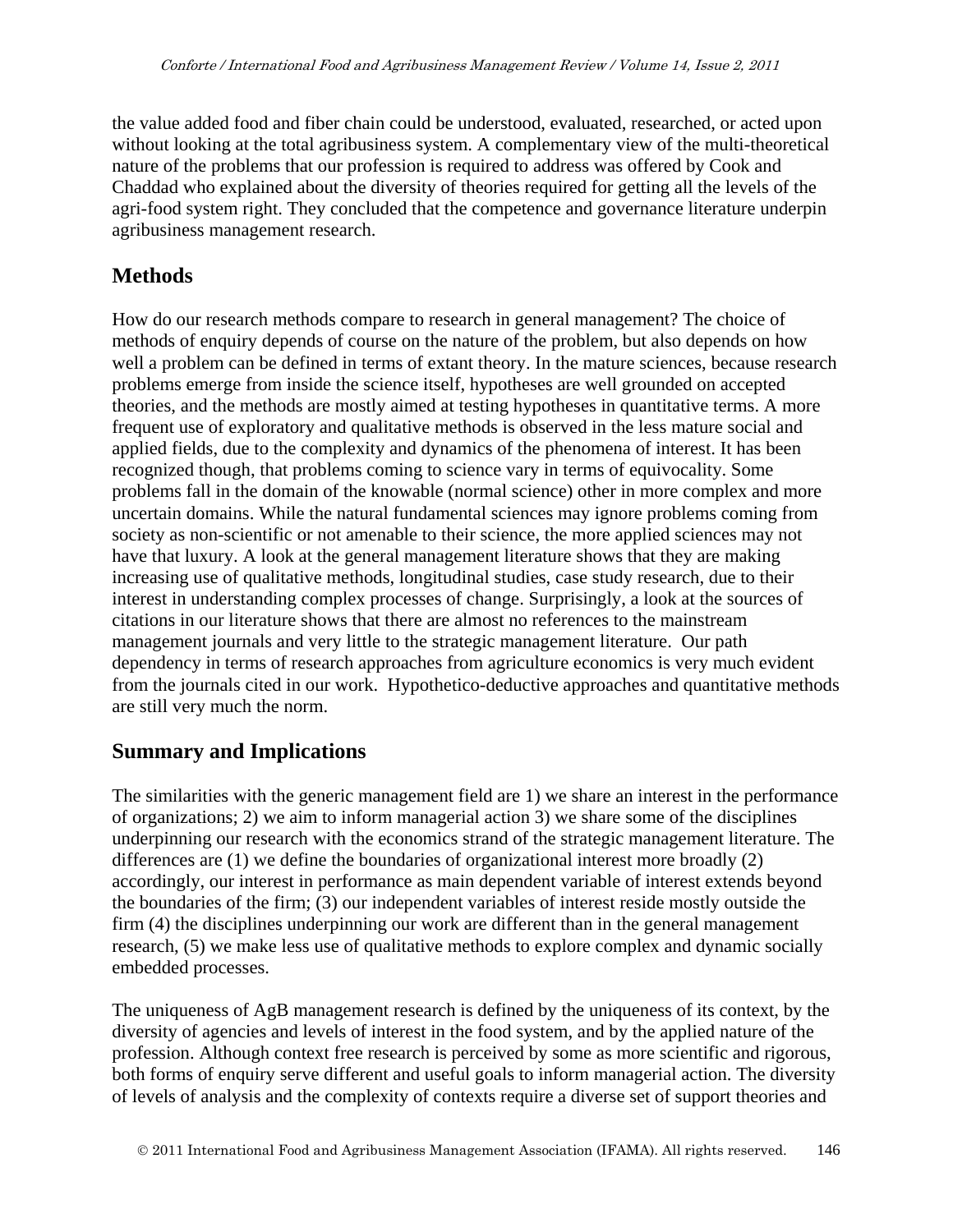the value added food and fiber chain could be understood, evaluated, researched, or acted upon without looking at the total agribusiness system. A complementary view of the multi-theoretical nature of the problems that our profession is required to address was offered by Cook and Chaddad who explained about the diversity of theories required for getting all the levels of the agri-food system right. They concluded that the competence and governance literature underpin agribusiness management research.

## Methods

How do our research methods compare to research in general management? The choice of methods of enquiry depends of course on the nature of the problem, but also depends on how well a problem can be defined in terms of extant theory. In the mature sciences, because research problems emerge from inside the science itself, hypotheses are well grounded on accepted theories, and the methods are mostly aimed at testing hypotheses in quantitative terms. A more frequent use of exploratory and qualitative methods is observed in the less mature social and applied fields, due to the complexity and dynamics of the phenomena of interest. It has been recognized though, that problems coming to science vary in terms of equivocality. Some problems fall in the domain of the knowable (normal science) other in more complex and more uncertain domains. While the natural fundamental sciences may ignore problems coming from society as non-scientific or not amenable to their science, the more applied sciences may not have that luxury. A look at the general management literature shows that they are making increasing use of qualitative methods, longitudinal studies, case study research, due to their interest in understanding complex processes of change. Surprisingly, a look at the sources of citations in our literature shows that there are almost no references to the mainstream management journals and very little to the strategic management literature. Our path dependency in terms of research approaches from agriculture economics is very much evident from the journals cited in our work. Hypothetico-deductive approaches and quantitative methods are still very much the norm.

## Summary and Implications

The similarities with the generic management field are 1) we share an interest in the performance of organizations; 2) we aim to inform managerial action 3) we share some of the disciplines underpinning our research with the economics strand of the strategic management literature. The differences are (1) we define the boundaries of organizational interest more broadly (2) accordingly, our interest in performance as main dependent variable of interest extends beyond the boundaries of the firm; (3) our independent variables of interest reside mostly outside the firm (4) the disciplines underpinning our work are different than in the general management research, (5) we make less use of qualitative methods to explore complex and dynamic socially embedded processes.

The uniqueness of AgB management research is defined by the uniqueness of its context, by the diversity of agencies and levels of interest in the food system, and by the applied nature of the profession. Although context free research is perceived by some as more scientific and rigorous, both forms of enquiry serve different and useful goals to inform managerial action. The diversity of levels of analysis and the complexity of contexts require a diverse set of support theories and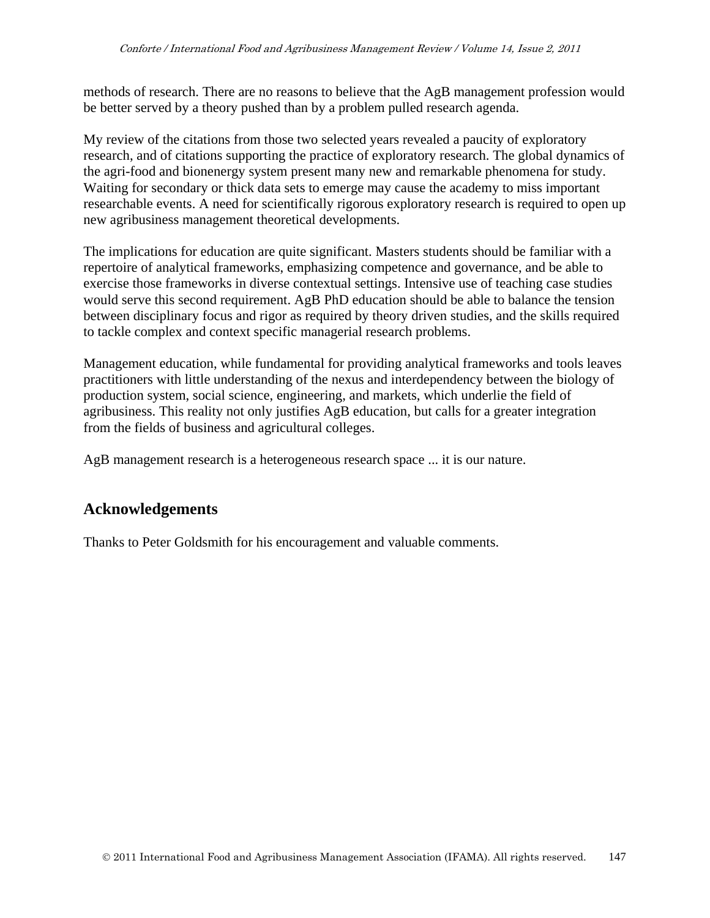methods of research. There are no reasons to believe that the AgB management profession would be better served by a theory pushed than by a problem pulled research agenda.

My review of the citations from those two selected years revealed a paucity of exploratory research, and of citations supporting the practice of exploratory research. The global dynamics of the agri-food and bionenergy system present many new and remarkable phenomena for study. Waiting for secondary or thick data sets to emerge may cause the academy to miss important researchable events. A need for scientifically rigorous exploratory research is required to open up new agribusiness management theoretical developments.

The implications for education are quite significant. Masters students should be familiar with a repertoire of analytical frameworks, emphasizing competence and governance, and be able to exercise those frameworks in diverse contextual settings. Intensive use of teaching case studies would serve this second requirement. AgB PhD education should be able to balance the tension between disciplinary focus and rigor as required by theory driven studies, and the skills required to tackle complex and context specific managerial research problems.

Management education, while fundamental for providing analytical frameworks and tools leaves practitioners with little understanding of the nexus and interdependency between the biology of production system, social science, engineering, and markets, which underlie the field of agribusiness. This reality not only justifies AgB education, but calls for a greater integration from the fields of business and agricultural colleges.

AgB management research is a heterogeneous research space ... it is our nature.

## Acknowledgements

Thanks to Peter Goldsmith for his encouragement and valuable comments.